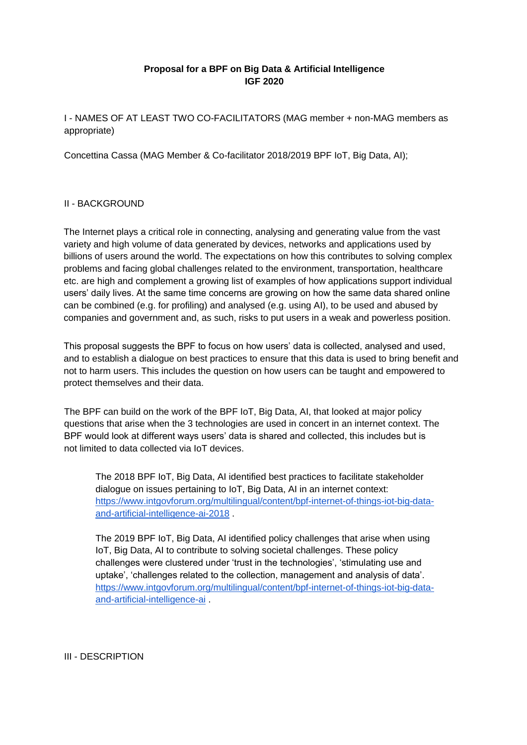**Proposal for a BPF on Big Data & Artificial Intelligence**
**IGF 2020**

I - NAMES OF AT LEAST TWO CO-FACILITATORS (MAG member + non-MAG members as appropriate)

Concettina Cassa (MAG Member & Co-facilitator 2018/2019 BPF IoT, Big Data, AI);

II - BACKGROUND

The Internet plays a critical role in connecting, analysing and generating value from the vast variety and high volume of data generated by devices, networks and applications used by billions of users around the world. The expectations on how this contributes to solving complex problems and facing global challenges related to the environment, transportation, healthcare etc. are high and complement a growing list of examples of how applications support individual users' daily lives. At the same time concerns are growing on how the same data shared online can be combined (e.g. for profiling) and analysed (e.g. using AI), to be used and abused by companies and government and, as such, risks to put users in a weak and powerless position.

This proposal suggests the BPF to focus on how users' data is collected, analysed and used, and to establish a dialogue on best practices to ensure that this data is used to bring benefit and not to harm users. This includes the question on how users can be taught and empowered to protect themselves and their data.

The BPF can build on the work of the BPF IoT, Big Data, AI, that looked at major policy questions that arise when the 3 technologies are used in concert in an internet context. The BPF would look at different ways users' data is shared and collected, this includes but is not limited to data collected via IoT devices.

> The 2018 BPF IoT, Big Data, AI identified best practices to facilitate stakeholder dialogue on issues pertaining to IoT, Big Data, AI in an internet context: [https://www.intgovforum.org/multilingual/content/bpf-internet-of-things-iot-big-data-and-artificial-intelligence-ai-2018](https://www.intgovforum.org/multilingual/content/bpf-internet-of-things-iot-big-data-and-artificial-intelligence-ai-2018) .
>
> The 2019 BPF IoT, Big Data, AI identified policy challenges that arise when using IoT, Big Data, AI to contribute to solving societal challenges. These policy challenges were clustered under 'trust in the technologies', 'stimulating use and uptake', 'challenges related to the collection, management and analysis of data'. [https://www.intgovforum.org/multilingual/content/bpf-internet-of-things-iot-big-data-and-artificial-intelligence-ai](https://www.intgovforum.org/multilingual/content/bpf-internet-of-things-iot-big-data-and-artificial-intelligence-ai) .

III - DESCRIPTION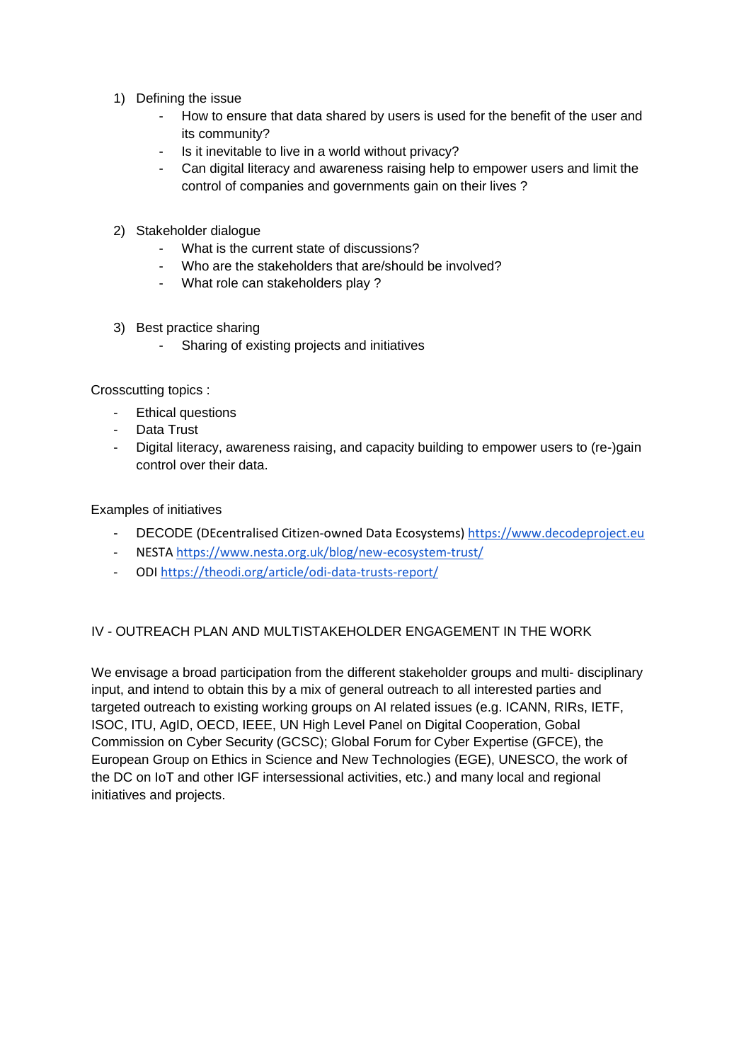1) Defining the issue
    - How to ensure that data shared by users is used for the benefit of the user and its community?
    - Is it inevitable to live in a world without privacy?
    - Can digital literacy and awareness raising help to empower users and limit the control of companies and governments gain on their lives ?

2) Stakeholder dialogue
    - What is the current state of discussions?
    - Who are the stakeholders that are/should be involved?
    - What role can stakeholders play ?

3) Best practice sharing
    - Sharing of existing projects and initiatives

Crosscutting topics :

- Ethical questions
- Data Trust
- Digital literacy, awareness raising, and capacity building to empower users to (re-)gain control over their data.

Examples of initiatives

- DECODE (DEcentralised Citizen-owned Data Ecosystems) https://www.decodeproject.eu
- NESTA https://www.nesta.org.uk/blog/new-ecosystem-trust/
- ODI https://theodi.org/article/odi-data-trusts-report/

## IV - OUTREACH PLAN AND MULTISTAKEHOLDER ENGAGEMENT IN THE WORK

We envisage a broad participation from the different stakeholder groups and multi- disciplinary input, and intend to obtain this by a mix of general outreach to all interested parties and targeted outreach to existing working groups on AI related issues (e.g. ICANN, RIRs, IETF, ISOC, ITU, AgID, OECD, IEEE, UN High Level Panel on Digital Cooperation, Gobal Commission on Cyber Security (GCSC); Global Forum for Cyber Expertise (GFCE), the European Group on Ethics in Science and New Technologies (EGE), UNESCO, the work of the DC on IoT and other IGF intersessional activities, etc.) and many local and regional initiatives and projects.